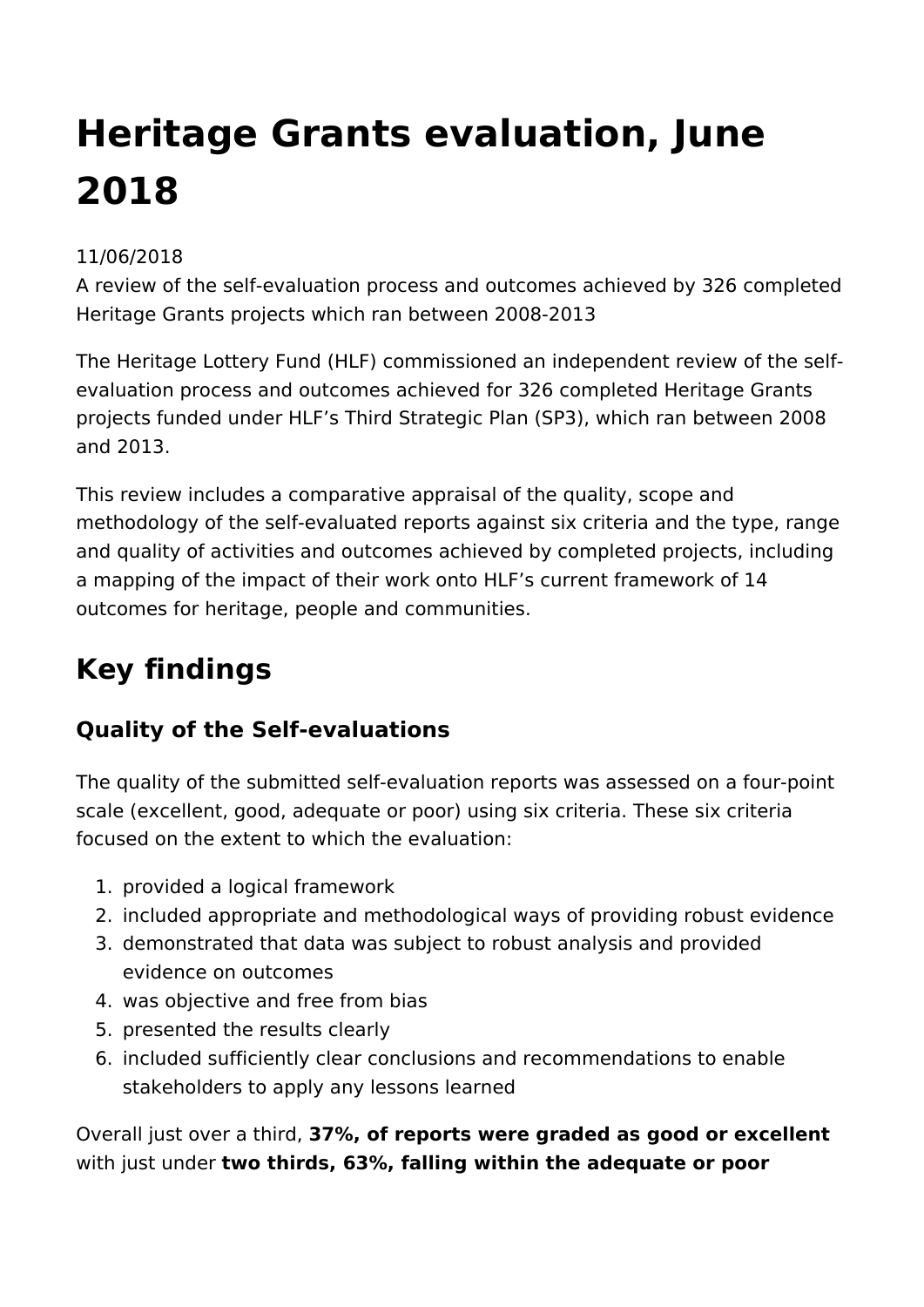# Heritage Grants evaluation, June 2018

11/06/2018
A review of the self-evaluation process and outcomes achieved by 326 completed Heritage Grants projects which ran between 2008-2013

The Heritage Lottery Fund (HLF) commissioned an independent review of the self-evaluation process and outcomes achieved for 326 completed Heritage Grants projects funded under HLF's Third Strategic Plan (SP3), which ran between 2008 and 2013.

This review includes a comparative appraisal of the quality, scope and methodology of the self-evaluated reports against six criteria and the type, range and quality of activities and outcomes achieved by completed projects, including a mapping of the impact of their work onto HLF's current framework of 14 outcomes for heritage, people and communities.

## Key findings

### Quality of the Self-evaluations

The quality of the submitted self-evaluation reports was assessed on a four-point scale (excellent, good, adequate or poor) using six criteria. These six criteria focused on the extent to which the evaluation:

1. provided a logical framework
2. included appropriate and methodological ways of providing robust evidence
3. demonstrated that data was subject to robust analysis and provided evidence on outcomes
4. was objective and free from bias
5. presented the results clearly
6. included sufficiently clear conclusions and recommendations to enable stakeholders to apply any lessons learned

Overall just over a third, **37%, of reports were graded as good or excellent** with just under **two thirds, 63%, falling within the adequate or poor**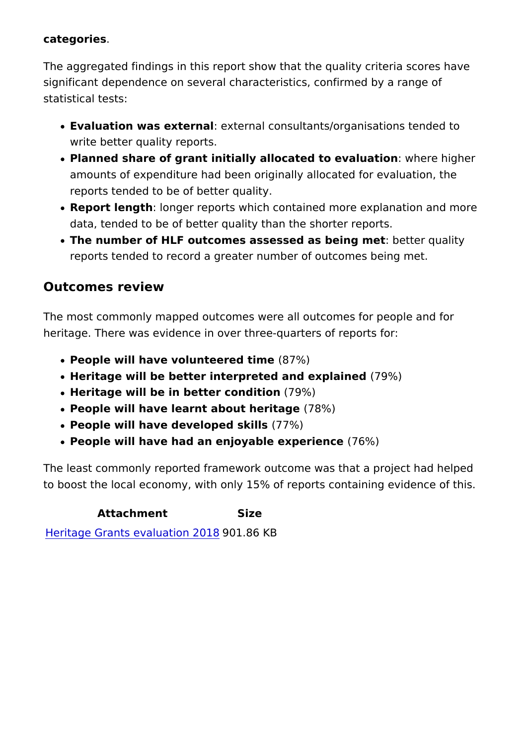**categories**.

The aggregated findings in this report show that the quality criteria scores have significant dependence on several characteristics, confirmed by a range of statistical tests:

- **Evaluation was external**: external consultants/organisations tended to write better quality reports.
- **Planned share of grant initially allocated to evaluation**: where higher amounts of expenditure had been originally allocated for evaluation, the reports tended to be of better quality.
- **Report length**: longer reports which contained more explanation and more data, tended to be of better quality than the shorter reports.
- **The number of HLF outcomes assessed as being met**: better quality reports tended to record a greater number of outcomes being met.

## Outcomes review

The most commonly mapped outcomes were all outcomes for people and for heritage. There was evidence in over three-quarters of reports for:

- **People will have volunteered time** (87%)
- **Heritage will be better interpreted and explained** (79%)
- **Heritage will be in better condition** (79%)
- **People will have learnt about heritage** (78%)
- **People will have developed skills** (77%)
- **People will have had an enjoyable experience** (76%)

The least commonly reported framework outcome was that a project had helped to boost the local economy, with only 15% of reports containing evidence of this.

| Attachment | Size |
| --- | --- |
| Heritage Grants evaluation 2018 | 901.86 KB |